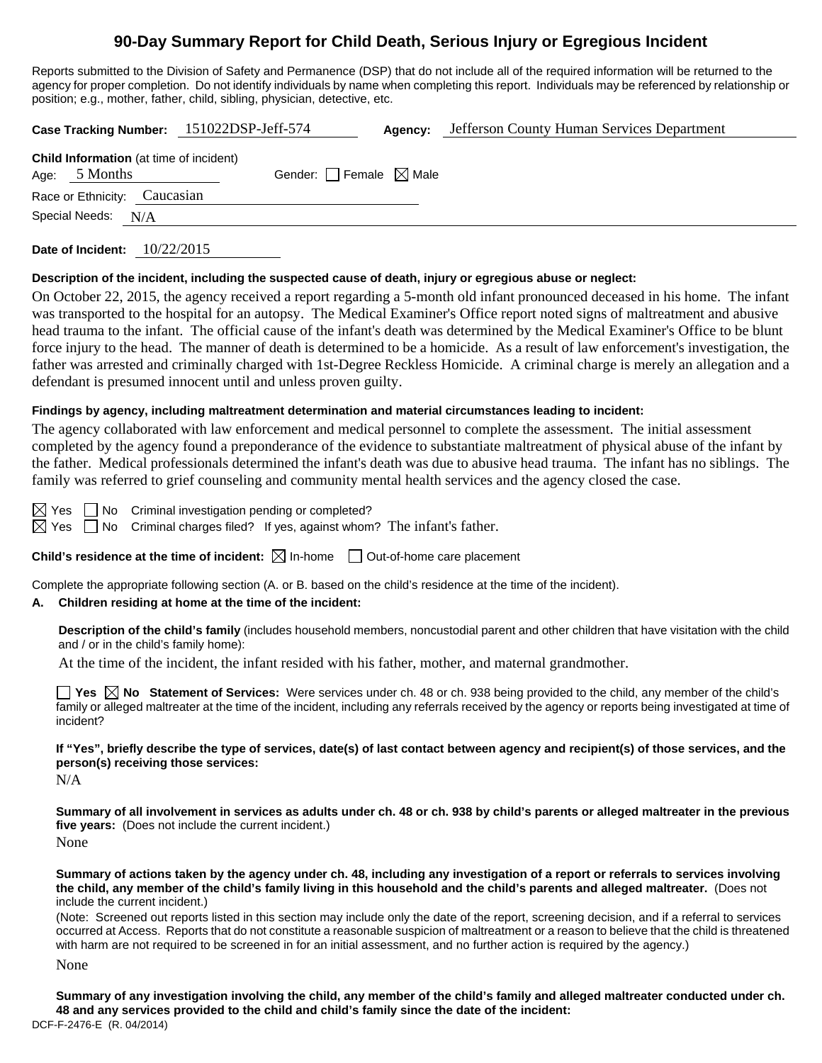# 90-Day Summary Report for Child Death, Serious Injury or Egregious Incident

Reports submitted to the Division of Safety and Permanence (DSP) that do not include all of the required information will be returned to the agency for proper completion. Do not identify individuals by name when completing this report. Individuals may be referenced by relationship or position; e.g., mother, father, child, sibling, physician, detective, etc.

**Case Tracking Number:** 151022DSP-Jeff-574 **Agency:** Jefferson County Human Services Department

**Child Information** (at time of incident)
Age: 5 Months Gender: ☐ Female ☒ Male
Race or Ethnicity: Caucasian
Special Needs: N/A

**Date of Incident:** 10/22/2015

**Description of the incident, including the suspected cause of death, injury or egregious abuse or neglect:**

On October 22, 2015, the agency received a report regarding a 5-month old infant pronounced deceased in his home. The infant was transported to the hospital for an autopsy. The Medical Examiner's Office report noted signs of maltreatment and abusive head trauma to the infant. The official cause of the infant's death was determined by the Medical Examiner's Office to be blunt force injury to the head. The manner of death is determined to be a homicide. As a result of law enforcement's investigation, the father was arrested and criminally charged with 1st-Degree Reckless Homicide. A criminal charge is merely an allegation and a defendant is presumed innocent until and unless proven guilty.

**Findings by agency, including maltreatment determination and material circumstances leading to incident:**

The agency collaborated with law enforcement and medical personnel to complete the assessment. The initial assessment completed by the agency found a preponderance of the evidence to substantiate maltreatment of physical abuse of the infant by the father. Medical professionals determined the infant's death was due to abusive head trauma. The infant has no siblings. The family was referred to grief counseling and community mental health services and the agency closed the case.

☒ Yes ☐ No Criminal investigation pending or completed?
☒ Yes ☐ No Criminal charges filed? If yes, against whom? The infant's father.

**Child's residence at the time of incident:** ☒ In-home ☐ Out-of-home care placement

Complete the appropriate following section (A. or B. based on the child's residence at the time of the incident).

**A. Children residing at home at the time of the incident:**

**Description of the child's family** (includes household members, noncustodial parent and other children that have visitation with the child and / or in the child's family home):

At the time of the incident, the infant resided with his father, mother, and maternal grandmother.

☐ **Yes** ☒ **No Statement of Services:** Were services under ch. 48 or ch. 938 being provided to the child, any member of the child's family or alleged maltreater at the time of the incident, including any referrals received by the agency or reports being investigated at time of incident?

**If "Yes", briefly describe the type of services, date(s) of last contact between agency and recipient(s) of those services, and the person(s) receiving those services:**

N/A

**Summary of all involvement in services as adults under ch. 48 or ch. 938 by child's parents or alleged maltreater in the previous five years:** (Does not include the current incident.)

None

**Summary of actions taken by the agency under ch. 48, including any investigation of a report or referrals to services involving the child, any member of the child's family living in this household and the child's parents and alleged maltreater.** (Does not include the current incident.)

(Note: Screened out reports listed in this section may include only the date of the report, screening decision, and if a referral to services occurred at Access. Reports that do not constitute a reasonable suspicion of maltreatment or a reason to believe that the child is threatened with harm are not required to be screened in for an initial assessment, and no further action is required by the agency.)

None

**Summary of any investigation involving the child, any member of the child's family and alleged maltreater conducted under ch. 48 and any services provided to the child and child's family since the date of the incident:**

DCF-F-2476-E (R. 04/2014)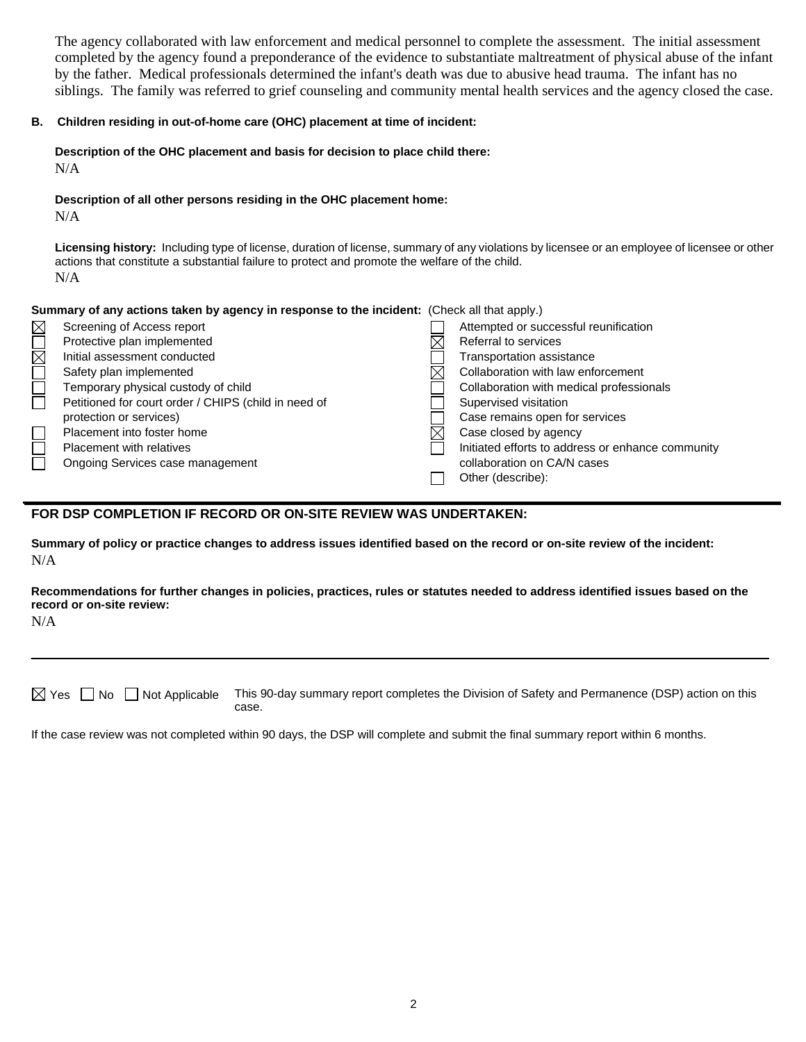The agency collaborated with law enforcement and medical personnel to complete the assessment. The initial assessment completed by the agency found a preponderance of the evidence to substantiate maltreatment of physical abuse of the infant by the father. Medical professionals determined the infant's death was due to abusive head trauma. The infant has no siblings. The family was referred to grief counseling and community mental health services and the agency closed the case.

**B. Children residing in out-of-home care (OHC) placement at time of incident:**

**Description of the OHC placement and basis for decision to place child there:**
N/A

**Description of all other persons residing in the OHC placement home:**
N/A

**Licensing history:** Including type of license, duration of license, summary of any violations by licensee or an employee of licensee or other actions that constitute a substantial failure to protect and promote the welfare of the child.
N/A

**Summary of any actions taken by agency in response to the incident:** (Check all that apply.)

- ☒ Screening of Access report
- ☐ Protective plan implemented
- ☒ Initial assessment conducted
- ☐ Safety plan implemented
- ☐ Temporary physical custody of child
- ☐ Petitioned for court order / CHIPS (child in need of protection or services)
- ☐ Placement into foster home
- ☐ Placement with relatives
- ☐ Ongoing Services case management
- ☐ Attempted or successful reunification
- ☒ Referral to services
- ☐ Transportation assistance
- ☒ Collaboration with law enforcement
- ☐ Collaboration with medical professionals
- ☐ Supervised visitation
- ☐ Case remains open for services
- ☒ Case closed by agency
- ☐ Initiated efforts to address or enhance community collaboration on CA/N cases
- ☐ Other (describe):

---

**FOR DSP COMPLETION IF RECORD OR ON-SITE REVIEW WAS UNDERTAKEN:**

**Summary of policy or practice changes to address issues identified based on the record or on-site review of the incident:**
N/A

**Recommendations for further changes in policies, practices, rules or statutes needed to address identified issues based on the record or on-site review:**
N/A

---

☒ Yes ☐ No ☐ Not Applicable This 90-day summary report completes the Division of Safety and Permanence (DSP) action on this case.

If the case review was not completed within 90 days, the DSP will complete and submit the final summary report within 6 months.